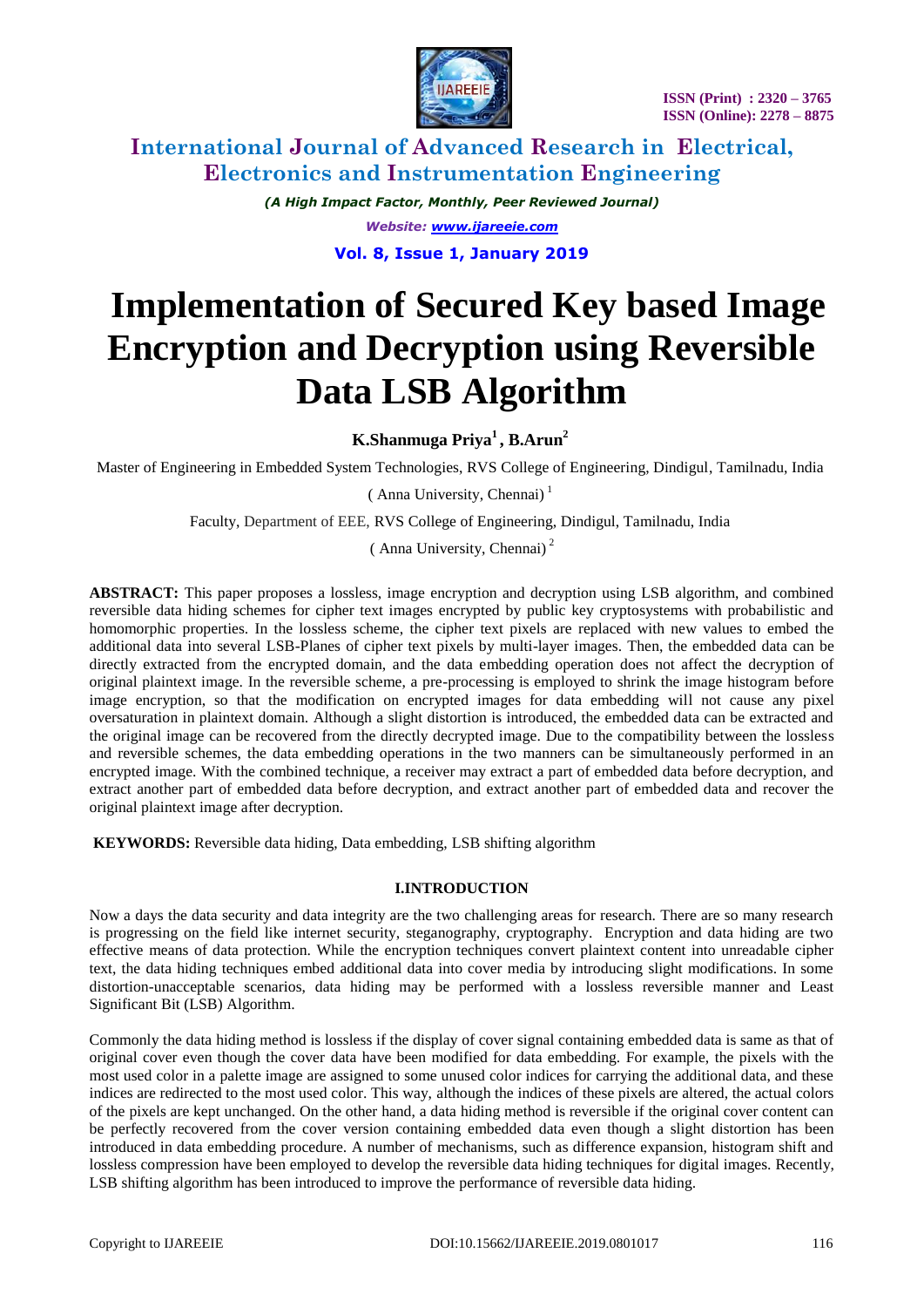# Implementation of Secured Key based Image Encryption and Decryption using Reversible Data LSB Algorithm

**K.Shanmuga Priya[1] , B.Arun[2]**

Master of Engineering in Embedded System Technologies, RVS College of Engineering, Dindigul, Tamilnadu, India

( Anna University, Chennai) [1]

Faculty, Department of EEE, RVS College of Engineering, Dindigul, Tamilnadu, India

( Anna University, Chennai) [2]

**ABSTRACT:** This paper proposes a lossless, image encryption and decryption using LSB algorithm, and combined reversible data hiding schemes for cipher text images encrypted by public key cryptosystems with probabilistic and homomorphic properties. In the lossless scheme, the cipher text pixels are replaced with new values to embed the additional data into several LSB-Planes of cipher text pixels by multi-layer images. Then, the embedded data can be directly extracted from the encrypted domain, and the data embedding operation does not affect the decryption of original plaintext image. In the reversible scheme, a pre-processing is employed to shrink the image histogram before image encryption, so that the modification on encrypted images for data embedding will not cause any pixel oversaturation in plaintext domain. Although a slight distortion is introduced, the embedded data can be extracted and the original image can be recovered from the directly decrypted image. Due to the compatibility between the lossless and reversible schemes, the data embedding operations in the two manners can be simultaneously performed in an encrypted image. With the combined technique, a receiver may extract a part of embedded data before decryption, and extract another part of embedded data before decryption, and extract another part of embedded data and recover the original plaintext image after decryption.

**KEYWORDS:** Reversible data hiding, Data embedding, LSB shifting algorithm

## I.INTRODUCTION

Now a days the data security and data integrity are the two challenging areas for research. There are so many research is progressing on the field like internet security, steganography, cryptography. Encryption and data hiding are two effective means of data protection. While the encryption techniques convert plaintext content into unreadable cipher text, the data hiding techniques embed additional data into cover media by introducing slight modifications. In some distortion-unacceptable scenarios, data hiding may be performed with a lossless reversible manner and Least Significant Bit (LSB) Algorithm.

Commonly the data hiding method is lossless if the display of cover signal containing embedded data is same as that of original cover even though the cover data have been modified for data embedding. For example, the pixels with the most used color in a palette image are assigned to some unused color indices for carrying the additional data, and these indices are redirected to the most used color. This way, although the indices of these pixels are altered, the actual colors of the pixels are kept unchanged. On the other hand, a data hiding method is reversible if the original cover content can be perfectly recovered from the cover version containing embedded data even though a slight distortion has been introduced in data embedding procedure. A number of mechanisms, such as difference expansion, histogram shift and lossless compression have been employed to develop the reversible data hiding techniques for digital images. Recently, LSB shifting algorithm has been introduced to improve the performance of reversible data hiding.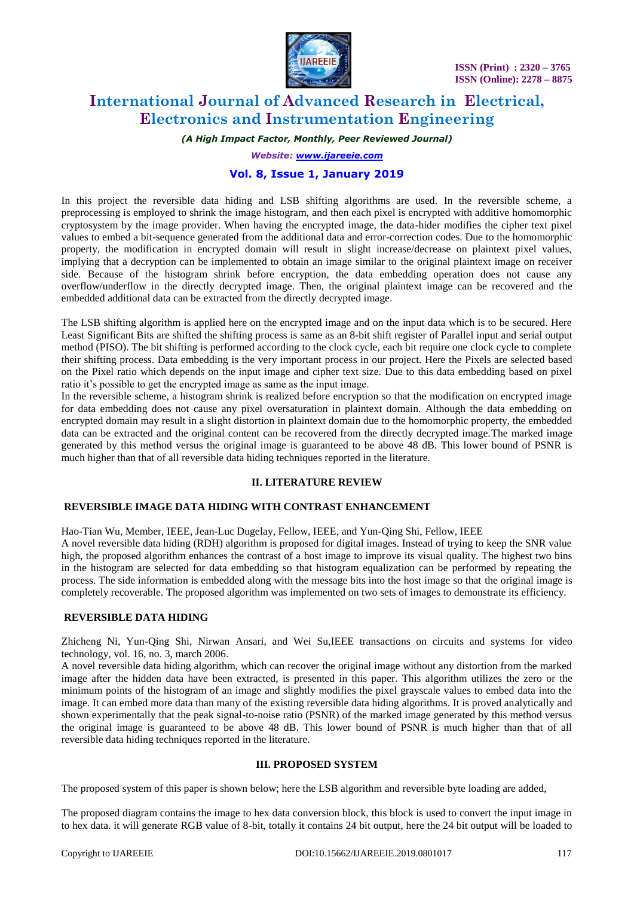In this project the reversible data hiding and LSB shifting algorithms are used. In the reversible scheme, a preprocessing is employed to shrink the image histogram, and then each pixel is encrypted with additive homomorphic cryptosystem by the image provider. When having the encrypted image, the data-hider modifies the cipher text pixel values to embed a bit-sequence generated from the additional data and error-correction codes. Due to the homomorphic property, the modification in encrypted domain will result in slight increase/decrease on plaintext pixel values, implying that a decryption can be implemented to obtain an image similar to the original plaintext image on receiver side. Because of the histogram shrink before encryption, the data embedding operation does not cause any overflow/underflow in the directly decrypted image. Then, the original plaintext image can be recovered and the embedded additional data can be extracted from the directly decrypted image.

The LSB shifting algorithm is applied here on the encrypted image and on the input data which is to be secured. Here Least Significant Bits are shifted the shifting process is same as an 8-bit shift register of Parallel input and serial output method (PISO). The bit shifting is performed according to the clock cycle, each bit require one clock cycle to complete their shifting process. Data embedding is the very important process in our project. Here the Pixels are selected based on the Pixel ratio which depends on the input image and cipher text size. Due to this data embedding based on pixel ratio it's possible to get the encrypted image as same as the input image.

In the reversible scheme, a histogram shrink is realized before encryption so that the modification on encrypted image for data embedding does not cause any pixel oversaturation in plaintext domain. Although the data embedding on encrypted domain may result in a slight distortion in plaintext domain due to the homomorphic property, the embedded data can be extracted and the original content can be recovered from the directly decrypted image.The marked image generated by this method versus the original image is guaranteed to be above 48 dB. This lower bound of PSNR is much higher than that of all reversible data hiding techniques reported in the literature.

## II. LITERATURE REVIEW

### REVERSIBLE IMAGE DATA HIDING WITH CONTRAST ENHANCEMENT

Hao-Tian Wu, Member, IEEE, Jean-Luc Dugelay, Fellow, IEEE, and Yun-Qing Shi, Fellow, IEEE

A novel reversible data hiding (RDH) algorithm is proposed for digital images. Instead of trying to keep the SNR value high, the proposed algorithm enhances the contrast of a host image to improve its visual quality. The highest two bins in the histogram are selected for data embedding so that histogram equalization can be performed by repeating the process. The side information is embedded along with the message bits into the host image so that the original image is completely recoverable. The proposed algorithm was implemented on two sets of images to demonstrate its efficiency.

### REVERSIBLE DATA HIDING

Zhicheng Ni, Yun-Qing Shi, Nirwan Ansari, and Wei Su,IEEE transactions on circuits and systems for video technology, vol. 16, no. 3, march 2006.

A novel reversible data hiding algorithm, which can recover the original image without any distortion from the marked image after the hidden data have been extracted, is presented in this paper. This algorithm utilizes the zero or the minimum points of the histogram of an image and slightly modifies the pixel grayscale values to embed data into the image. It can embed more data than many of the existing reversible data hiding algorithms. It is proved analytically and shown experimentally that the peak signal-to-noise ratio (PSNR) of the marked image generated by this method versus the original image is guaranteed to be above 48 dB. This lower bound of PSNR is much higher than that of all reversible data hiding techniques reported in the literature.

## III. PROPOSED SYSTEM

The proposed system of this paper is shown below; here the LSB algorithm and reversible byte loading are added,

The proposed diagram contains the image to hex data conversion block, this block is used to convert the input image in to hex data. it will generate RGB value of 8-bit, totally it contains 24 bit output, here the 24 bit output will be loaded to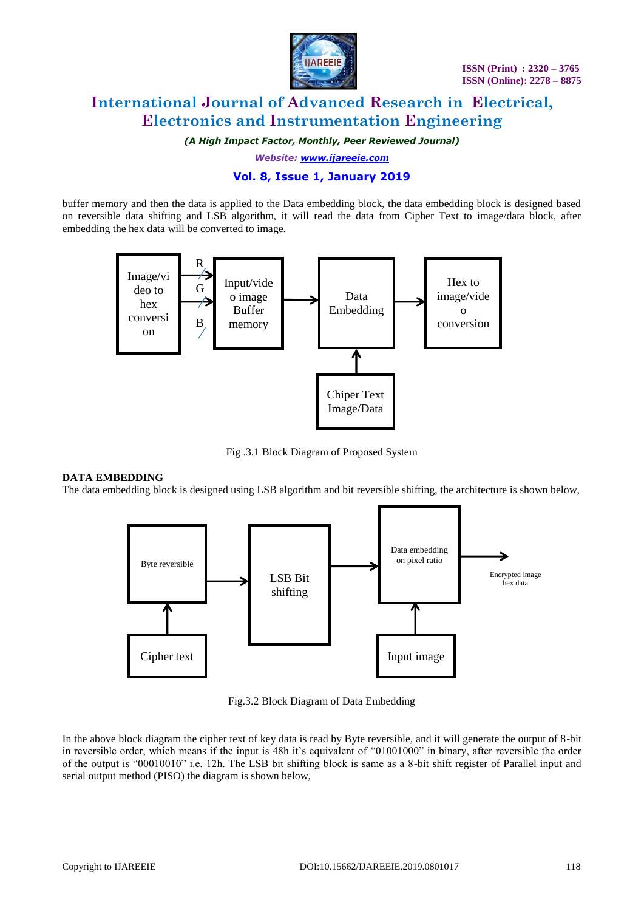buffer memory and then the data is applied to the Data embedding block, the data embedding block is designed based on reversible data shifting and LSB algorithm, it will read the data from Cipher Text to image/data block, after embedding the hex data will be converted to image.

Fig .3.1 Block Diagram of Proposed System

**DATA EMBEDDING**

The data embedding block is designed using LSB algorithm and bit reversible shifting, the architecture is shown below,

Fig.3.2 Block Diagram of Data Embedding

In the above block diagram the cipher text of key data is read by Byte reversible, and it will generate the output of 8-bit in reversible order, which means if the input is 48h it's equivalent of "01001000" in binary, after reversible the order of the output is "00010010" i.e. 12h. The LSB bit shifting block is same as a 8-bit shift register of Parallel input and serial output method (PISO) the diagram is shown below,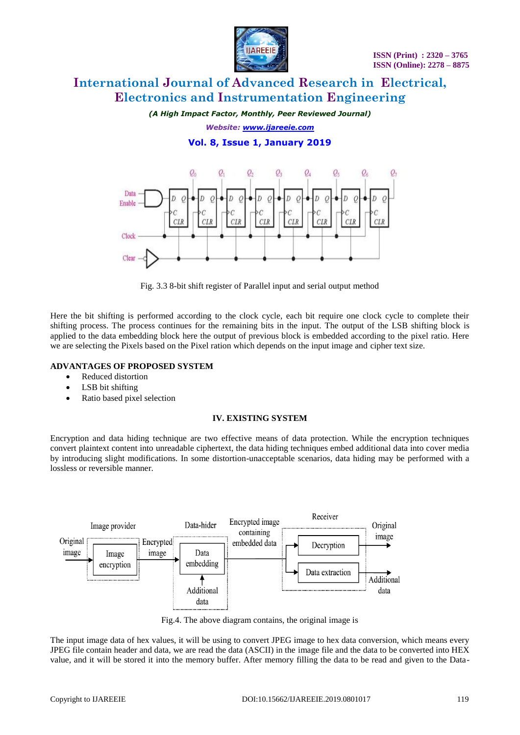Fig. 3.3 8-bit shift register of Parallel input and serial output method

Here the bit shifting is performed according to the clock cycle, each bit require one clock cycle to complete their shifting process. The process continues for the remaining bits in the input. The output of the LSB shifting block is applied to the data embedding block here the output of previous block is embedded according to the pixel ratio. Here we are selecting the Pixels based on the Pixel ration which depends on the input image and cipher text size.

**ADVANTAGES OF PROPOSED SYSTEM**

- Reduced distortion
- LSB bit shifting
- Ratio based pixel selection

## IV. EXISTING SYSTEM

Encryption and data hiding technique are two effective means of data protection. While the encryption techniques convert plaintext content into unreadable ciphertext, the data hiding techniques embed additional data into cover media by introducing slight modifications. In some distortion-unacceptable scenarios, data hiding may be performed with a lossless or reversible manner.

Fig.4. The above diagram contains, the original image is

The input image data of hex values, it will be using to convert JPEG image to hex data conversion, which means every JPEG file contain header and data, we are read the data (ASCII) in the image file and the data to be converted into HEX value, and it will be stored it into the memory buffer. After memory filling the data to be read and given to the Data-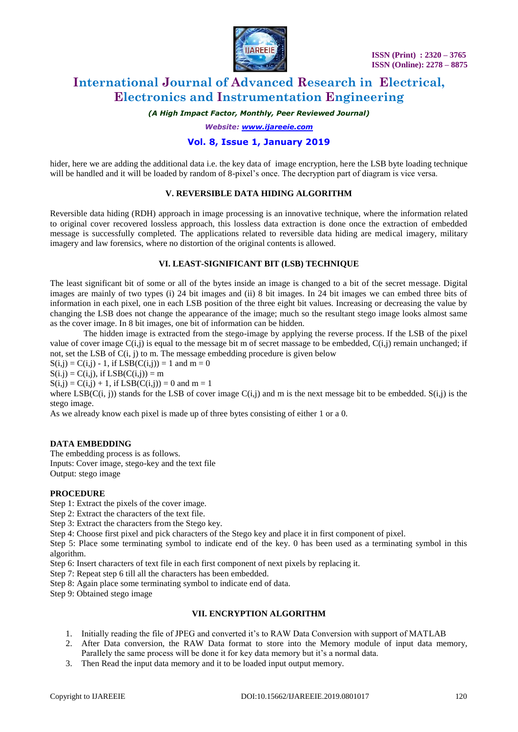hider, here we are adding the additional data i.e. the key data of image encryption, here the LSB byte loading technique will be handled and it will be loaded by random of 8-pixel's once. The decryption part of diagram is vice versa.

## V. REVERSIBLE DATA HIDING ALGORITHM

Reversible data hiding (RDH) approach in image processing is an innovative technique, where the information related to original cover recovered lossless approach, this lossless data extraction is done once the extraction of embedded message is successfully completed. The applications related to reversible data hiding are medical imagery, military imagery and law forensics, where no distortion of the original contents is allowed.

## VI. LEAST-SIGNIFICANT BIT (LSB) TECHNIQUE

The least significant bit of some or all of the bytes inside an image is changed to a bit of the secret message. Digital images are mainly of two types (i) 24 bit images and (ii) 8 bit images. In 24 bit images we can embed three bits of information in each pixel, one in each LSB position of the three eight bit values. Increasing or decreasing the value by changing the LSB does not change the appearance of the image; much so the resultant stego image looks almost same as the cover image. In 8 bit images, one bit of information can be hidden.

The hidden image is extracted from the stego-image by applying the reverse process. If the LSB of the pixel value of cover image $C(i,j)$ is equal to the message bit m of secret massage to be embedded, $C(i,j)$ remain unchanged; if not, set the LSB of $C(i, j)$ to m. The message embedding procedure is given below

$S(i,j) = C(i,j) - 1$, if $LSB(C(i,j)) = 1$ and $m = 0$

$S(i.j) = C(i,j)$, if $LSB(C(i,j)) = m$

$S(i,j) = C(i,j) + 1$, if $LSB(C(i,j)) = 0$ and $m = 1$

where $LSB(C(i, j))$ stands for the LSB of cover image $C(i,j)$ and m is the next message bit to be embedded. $S(i,j)$ is the stego image.

As we already know each pixel is made up of three bytes consisting of either 1 or a 0.

**DATA EMBEDDING**

The embedding process is as follows.

Inputs: Cover image, stego-key and the text file

Output: stego image

**PROCEDURE**

Step 1: Extract the pixels of the cover image.

Step 2: Extract the characters of the text file.

Step 3: Extract the characters from the Stego key.

Step 4: Choose first pixel and pick characters of the Stego key and place it in first component of pixel.

Step 5: Place some terminating symbol to indicate end of the key. 0 has been used as a terminating symbol in this algorithm.

Step 6: Insert characters of text file in each first component of next pixels by replacing it.

Step 7: Repeat step 6 till all the characters has been embedded.

Step 8: Again place some terminating symbol to indicate end of data.

Step 9: Obtained stego image

## VII. ENCRYPTION ALGORITHM

1. Initially reading the file of JPEG and converted it's to RAW Data Conversion with support of MATLAB
2. After Data conversion, the RAW Data format to store into the Memory module of input data memory, Parallely the same process will be done it for key data memory but it's a normal data.
3. Then Read the input data memory and it to be loaded input output memory.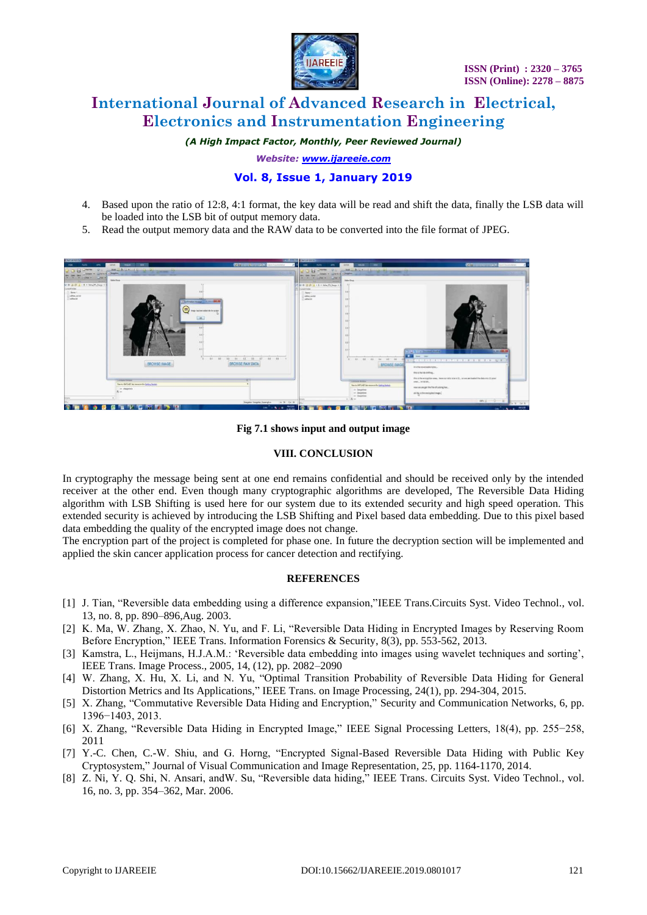4. Based upon the ratio of 12:8, 4:1 format, the key data will be read and shift the data, finally the LSB data will be loaded into the LSB bit of output memory data.
5. Read the output memory data and the RAW data to be converted into the file format of JPEG.

Fig 7.1 shows input and output image

## VIII. CONCLUSION

In cryptography the message being sent at one end remains confidential and should be received only by the intended receiver at the other end. Even though many cryptographic algorithms are developed, The Reversible Data Hiding algorithm with LSB Shifting is used here for our system due to its extended security and high speed operation. This extended security is achieved by introducing the LSB Shifting and Pixel based data embedding. Due to this pixel based data embedding the quality of the encrypted image does not change.

The encryption part of the project is completed for phase one. In future the decryption section will be implemented and applied the skin cancer application process for cancer detection and rectifying.

## REFERENCES

[1] J. Tian, "Reversible data embedding using a difference expansion,"IEEE Trans.Circuits Syst. Video Technol., vol. 13, no. 8, pp. 890–896,Aug. 2003.

[2] K. Ma, W. Zhang, X. Zhao, N. Yu, and F. Li, "Reversible Data Hiding in Encrypted Images by Reserving Room Before Encryption," IEEE Trans. Information Forensics & Security, 8(3), pp. 553-562, 2013.

[3] Kamstra, L., Heijmans, H.J.A.M.: 'Reversible data embedding into images using wavelet techniques and sorting', IEEE Trans. Image Process., 2005, 14, (12), pp. 2082–2090

[4] W. Zhang, X. Hu, X. Li, and N. Yu, "Optimal Transition Probability of Reversible Data Hiding for General Distortion Metrics and Its Applications," IEEE Trans. on Image Processing, 24(1), pp. 294-304, 2015.

[5] X. Zhang, "Commutative Reversible Data Hiding and Encryption," Security and Communication Networks, 6, pp. 1396−1403, 2013.

[6] X. Zhang, "Reversible Data Hiding in Encrypted Image," IEEE Signal Processing Letters, 18(4), pp. 255−258, 2011

[7] Y.-C. Chen, C.-W. Shiu, and G. Horng, "Encrypted Signal-Based Reversible Data Hiding with Public Key Cryptosystem," Journal of Visual Communication and Image Representation, 25, pp. 1164-1170, 2014.

[8] Z. Ni, Y. Q. Shi, N. Ansari, andW. Su, "Reversible data hiding," IEEE Trans. Circuits Syst. Video Technol., vol. 16, no. 3, pp. 354–362, Mar. 2006.